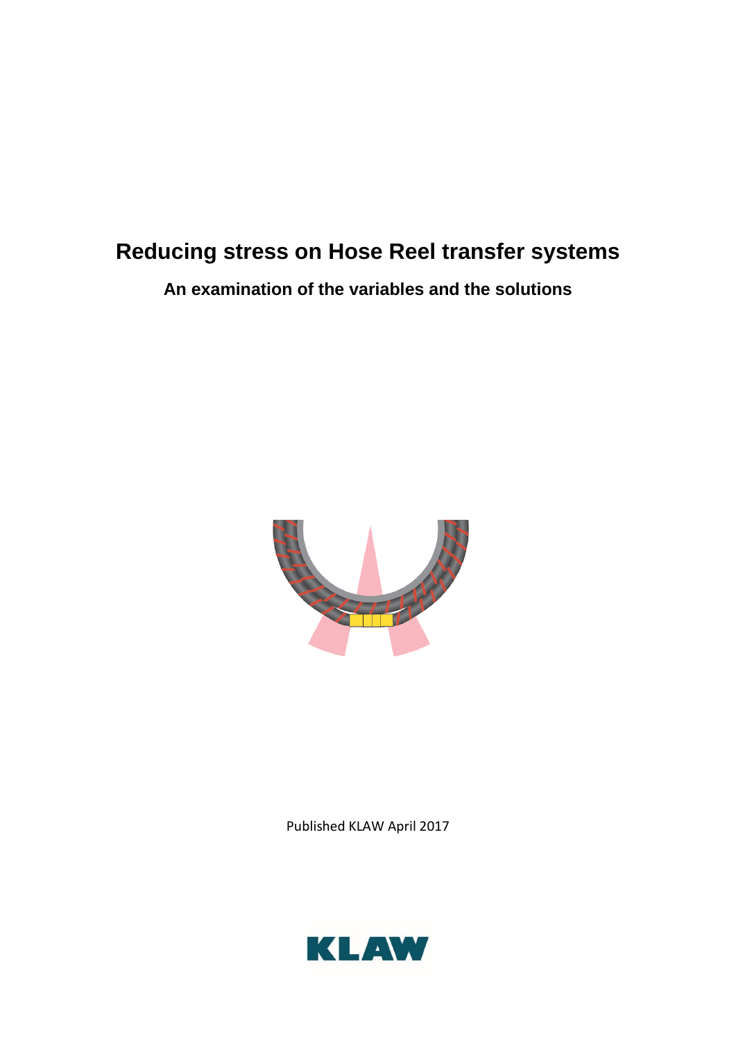# Reducing stress on Hose Reel transfer systems

## An examination of the variables and the solutions

Published KLAW April 2017

KLAW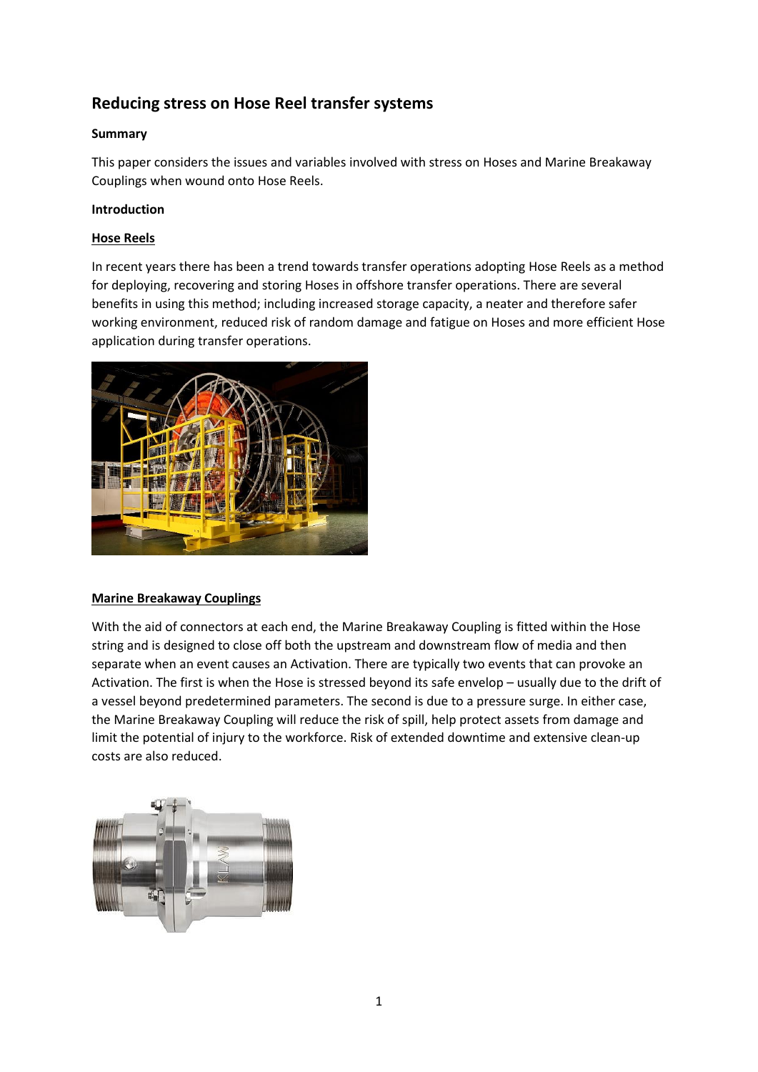## Reducing stress on Hose Reel transfer systems

**Summary**

This paper considers the issues and variables involved with stress on Hoses and Marine Breakaway Couplings when wound onto Hose Reels.

**Introduction**

**<u>Hose Reels</u>**

In recent years there has been a trend towards transfer operations adopting Hose Reels as a method for deploying, recovering and storing Hoses in offshore transfer operations. There are several benefits in using this method; including increased storage capacity, a neater and therefore safer working environment, reduced risk of random damage and fatigue on Hoses and more efficient Hose application during transfer operations.

**<u>Marine Breakaway Couplings</u>**

With the aid of connectors at each end, the Marine Breakaway Coupling is fitted within the Hose string and is designed to close off both the upstream and downstream flow of media and then separate when an event causes an Activation. There are typically two events that can provoke an Activation. The first is when the Hose is stressed beyond its safe envelop – usually due to the drift of a vessel beyond predetermined parameters. The second is due to a pressure surge. In either case, the Marine Breakaway Coupling will reduce the risk of spill, help protect assets from damage and limit the potential of injury to the workforce. Risk of extended downtime and extensive clean-up costs are also reduced.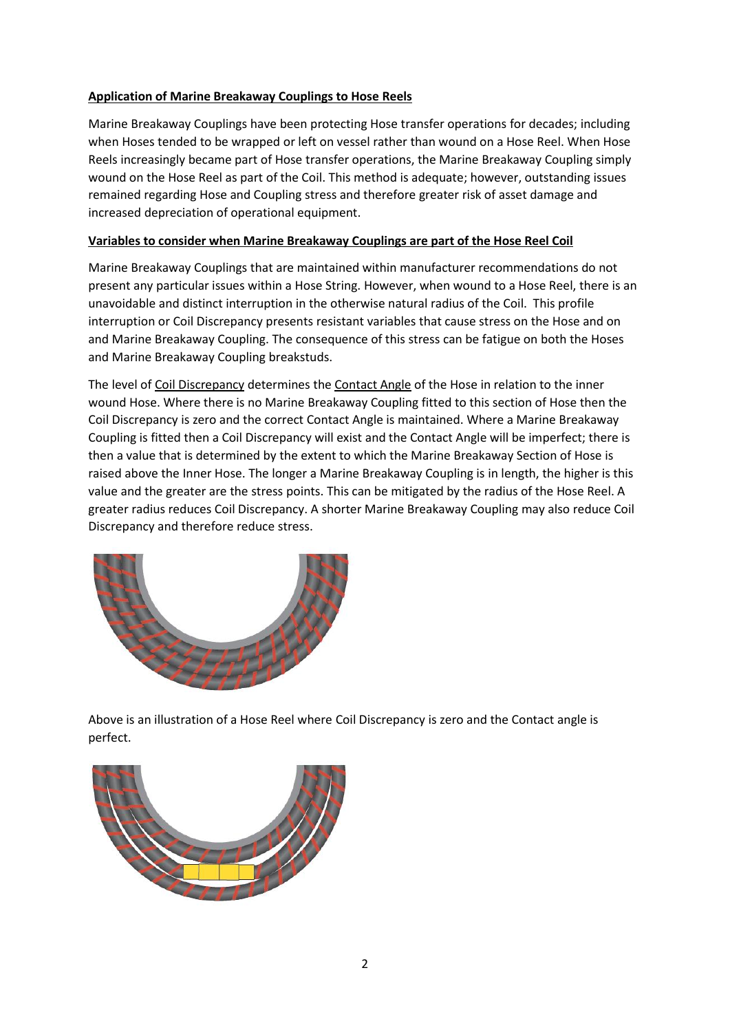**Application of Marine Breakaway Couplings to Hose Reels**

Marine Breakaway Couplings have been protecting Hose transfer operations for decades; including when Hoses tended to be wrapped or left on vessel rather than wound on a Hose Reel. When Hose Reels increasingly became part of Hose transfer operations, the Marine Breakaway Coupling simply wound on the Hose Reel as part of the Coil. This method is adequate; however, outstanding issues remained regarding Hose and Coupling stress and therefore greater risk of asset damage and increased depreciation of operational equipment.

**Variables to consider when Marine Breakaway Couplings are part of the Hose Reel Coil**

Marine Breakaway Couplings that are maintained within manufacturer recommendations do not present any particular issues within a Hose String. However, when wound to a Hose Reel, there is an unavoidable and distinct interruption in the otherwise natural radius of the Coil. This profile interruption or Coil Discrepancy presents resistant variables that cause stress on the Hose and on and Marine Breakaway Coupling. The consequence of this stress can be fatigue on both the Hoses and Marine Breakaway Coupling breakstuds.

The level of Coil Discrepancy determines the Contact Angle of the Hose in relation to the inner wound Hose. Where there is no Marine Breakaway Coupling fitted to this section of Hose then the Coil Discrepancy is zero and the correct Contact Angle is maintained. Where a Marine Breakaway Coupling is fitted then a Coil Discrepancy will exist and the Contact Angle will be imperfect; there is then a value that is determined by the extent to which the Marine Breakaway Section of Hose is raised above the Inner Hose. The longer a Marine Breakaway Coupling is in length, the higher is this value and the greater are the stress points. This can be mitigated by the radius of the Hose Reel. A greater radius reduces Coil Discrepancy. A shorter Marine Breakaway Coupling may also reduce Coil Discrepancy and therefore reduce stress.

Above is an illustration of a Hose Reel where Coil Discrepancy is zero and the Contact angle is perfect.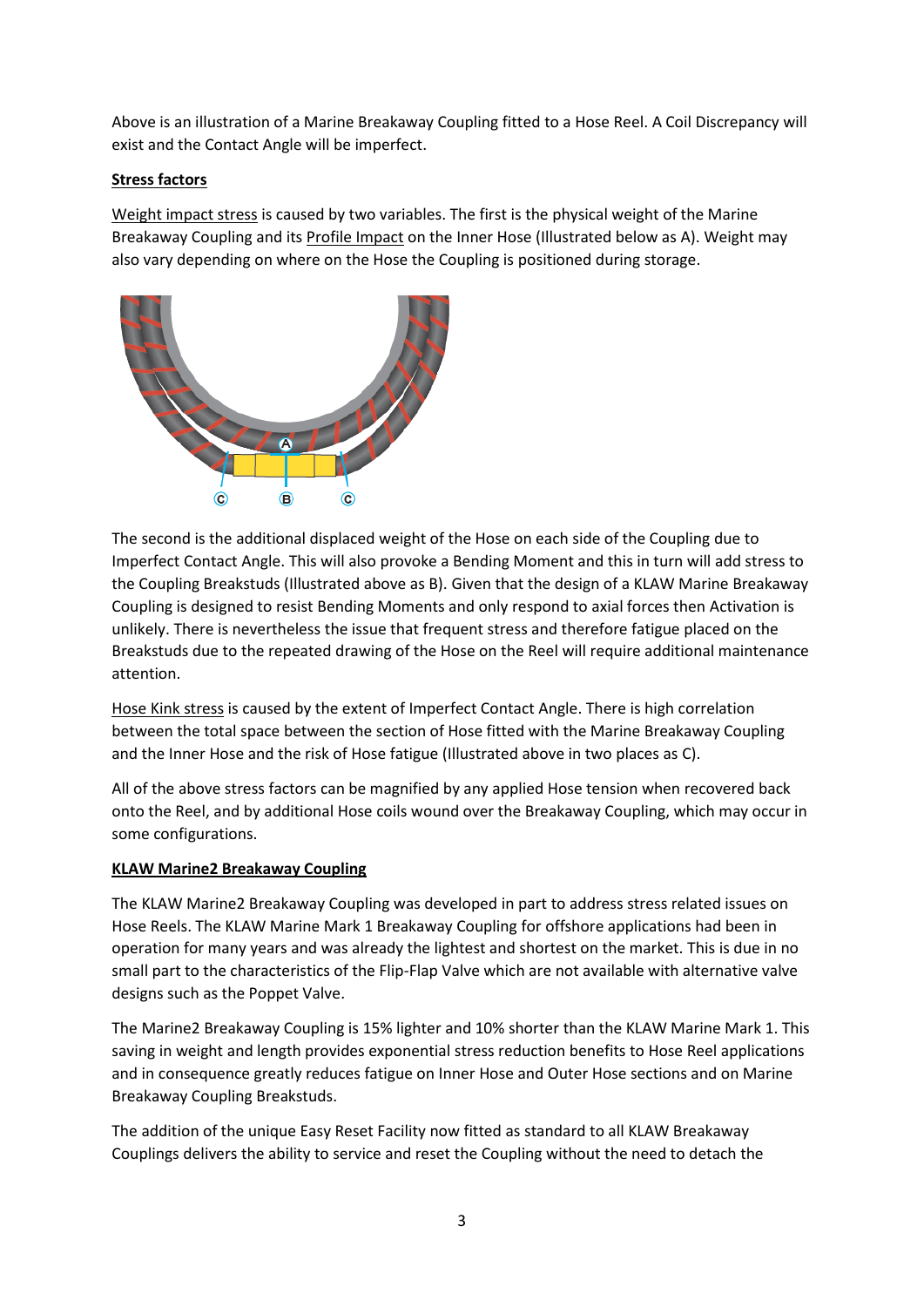Above is an illustration of a Marine Breakaway Coupling fitted to a Hose Reel. A Coil Discrepancy will exist and the Contact Angle will be imperfect.

**Stress factors**

Weight impact stress is caused by two variables. The first is the physical weight of the Marine Breakaway Coupling and its Profile Impact on the Inner Hose (Illustrated below as A). Weight may also vary depending on where on the Hose the Coupling is positioned during storage.

The second is the additional displaced weight of the Hose on each side of the Coupling due to Imperfect Contact Angle. This will also provoke a Bending Moment and this in turn will add stress to the Coupling Breakstuds (Illustrated above as B). Given that the design of a KLAW Marine Breakaway Coupling is designed to resist Bending Moments and only respond to axial forces then Activation is unlikely. There is nevertheless the issue that frequent stress and therefore fatigue placed on the Breakstuds due to the repeated drawing of the Hose on the Reel will require additional maintenance attention.

Hose Kink stress is caused by the extent of Imperfect Contact Angle. There is high correlation between the total space between the section of Hose fitted with the Marine Breakaway Coupling and the Inner Hose and the risk of Hose fatigue (Illustrated above in two places as C).

All of the above stress factors can be magnified by any applied Hose tension when recovered back onto the Reel, and by additional Hose coils wound over the Breakaway Coupling, which may occur in some configurations.

**KLAW Marine2 Breakaway Coupling**

The KLAW Marine2 Breakaway Coupling was developed in part to address stress related issues on Hose Reels. The KLAW Marine Mark 1 Breakaway Coupling for offshore applications had been in operation for many years and was already the lightest and shortest on the market. This is due in no small part to the characteristics of the Flip-Flap Valve which are not available with alternative valve designs such as the Poppet Valve.

The Marine2 Breakaway Coupling is 15% lighter and 10% shorter than the KLAW Marine Mark 1. This saving in weight and length provides exponential stress reduction benefits to Hose Reel applications and in consequence greatly reduces fatigue on Inner Hose and Outer Hose sections and on Marine Breakaway Coupling Breakstuds.

The addition of the unique Easy Reset Facility now fitted as standard to all KLAW Breakaway Couplings delivers the ability to service and reset the Coupling without the need to detach the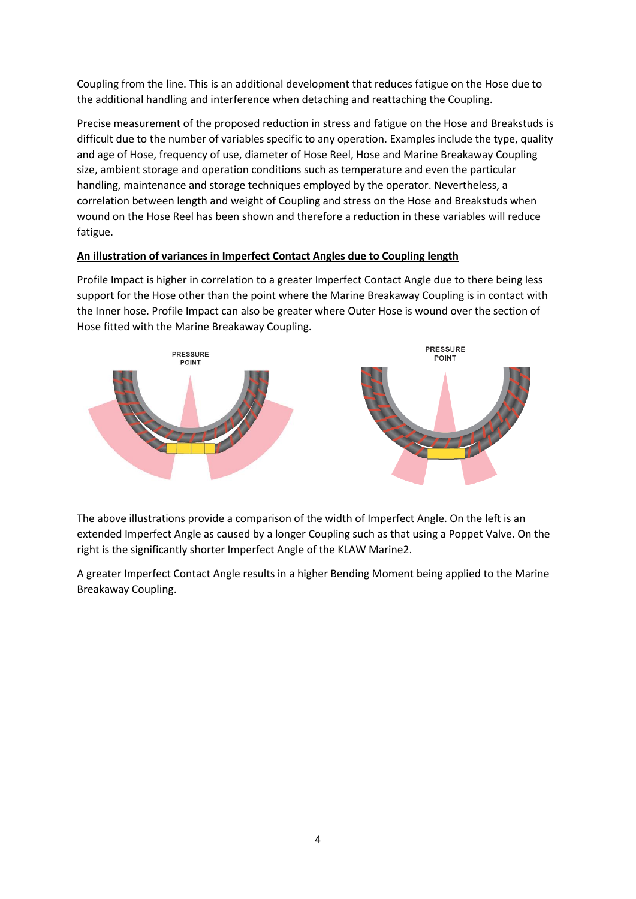Coupling from the line. This is an additional development that reduces fatigue on the Hose due to the additional handling and interference when detaching and reattaching the Coupling.

Precise measurement of the proposed reduction in stress and fatigue on the Hose and Breakstuds is difficult due to the number of variables specific to any operation. Examples include the type, quality and age of Hose, frequency of use, diameter of Hose Reel, Hose and Marine Breakaway Coupling size, ambient storage and operation conditions such as temperature and even the particular handling, maintenance and storage techniques employed by the operator. Nevertheless, a correlation between length and weight of Coupling and stress on the Hose and Breakstuds when wound on the Hose Reel has been shown and therefore a reduction in these variables will reduce fatigue.

**An illustration of variances in Imperfect Contact Angles due to Coupling length**

Profile Impact is higher in correlation to a greater Imperfect Contact Angle due to there being less support for the Hose other than the point where the Marine Breakaway Coupling is in contact with the Inner hose. Profile Impact can also be greater where Outer Hose is wound over the section of Hose fitted with the Marine Breakaway Coupling.

PRESSURE POINT

PRESSURE POINT

The above illustrations provide a comparison of the width of Imperfect Angle. On the left is an extended Imperfect Angle as caused by a longer Coupling such as that using a Poppet Valve. On the right is the significantly shorter Imperfect Angle of the KLAW Marine2.

A greater Imperfect Contact Angle results in a higher Bending Moment being applied to the Marine Breakaway Coupling.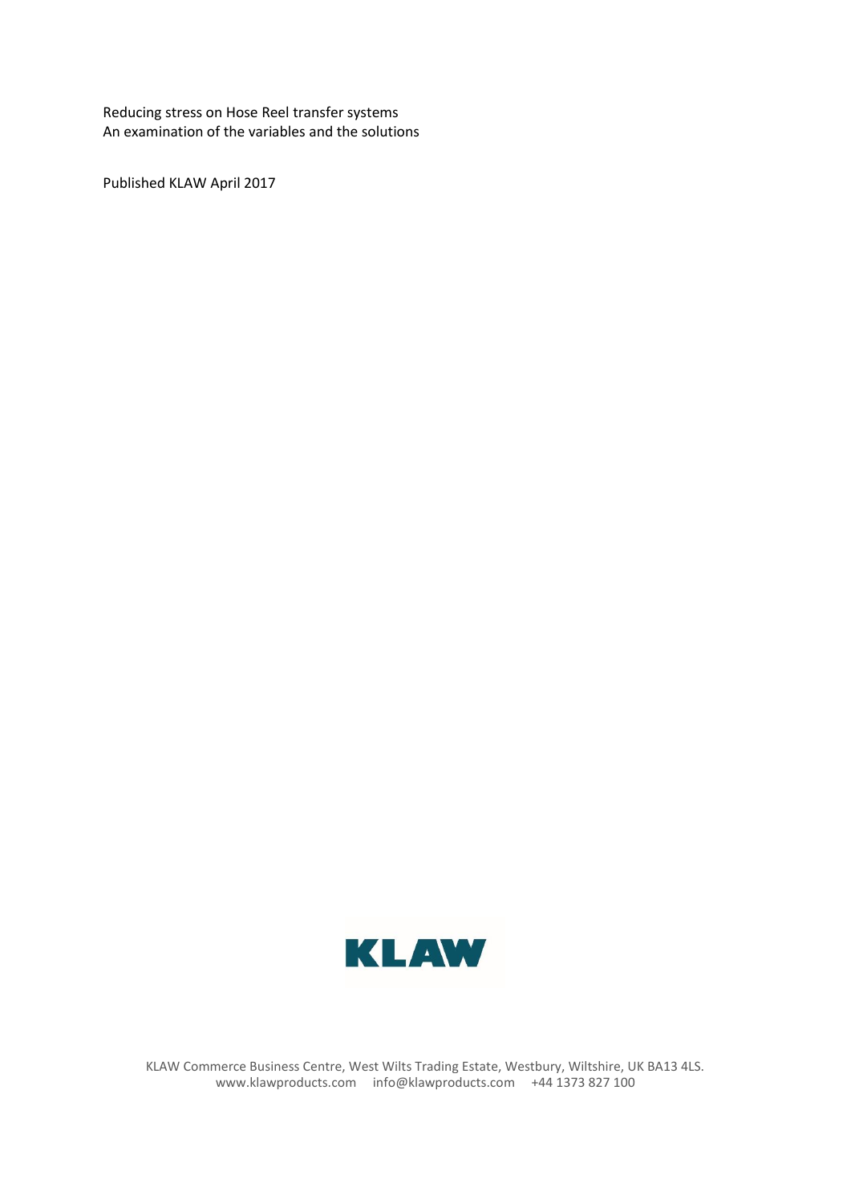Reducing stress on Hose Reel transfer systems
An examination of the variables and the solutions

Published KLAW April 2017

KLAW

KLAW Commerce Business Centre, West Wilts Trading Estate, Westbury, Wiltshire, UK BA13 4LS.
www.klawproducts.com info@klawproducts.com +44 1373 827 100